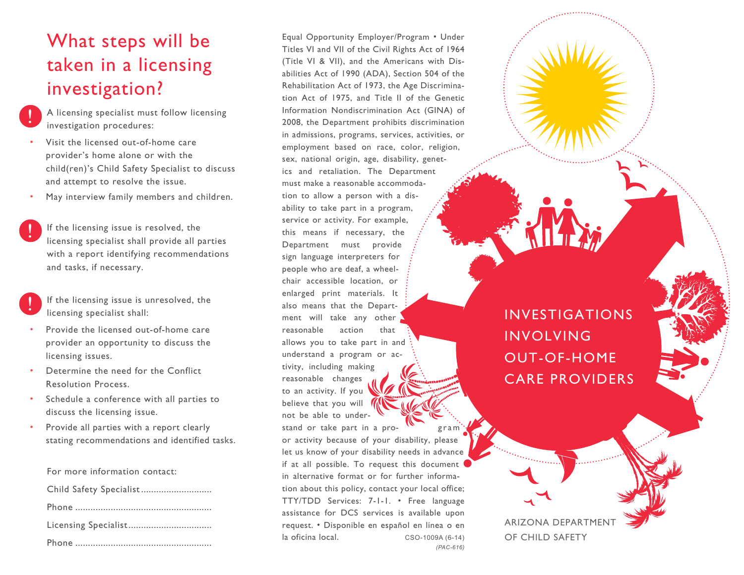# What steps will be taken in a licensing investigation?

A licensing specialist must follow licensing investigation procedures:

- Visit the licensed out-of-home care provider's home alone or with the child(ren)'s Child Safety Specialist to discuss and attempt to resolve the issue.
- May interview family members and children.

If the licensing issue is resolved, the licensing specialist shall provide all parties with a report identifying recommendations and tasks, if necessary.

If the licensing issue is unresolved, the licensing specialist shall:

- Provide the licensed out-of-home care provider an opportunity to discuss the licensing issues.
- Determine the need for the Conflict Resolution Process.
- Schedule a conference with all parties to discuss the licensing issue.
- Provide all parties with a report clearly stating recommendations and identified tasks.

For more information contact:

Child Safety Specialist ............................

Phone ......................................................

Licensing Specialist .................................

Phone ......................................................

Equal Opportunity Employer/Program • Under Titles VI and VII of the Civil Rights Act of 1964 (Title VI & VII), and the Americans with Disabilities Act of 1990 (ADA), Section 504 of the Rehabilitation Act of 1973, the Age Discrimination Act of 1975, and Title II of the Genetic Information Nondiscrimination Act (GINA) of 2008, the Department prohibits discrimination in admissions, programs, services, activities, or employment based on race, color, religion, sex, national origin, age, disability, genetics and retaliation. The Department must make a reasonable accommodation to allow a person with a disability to take part in a program, service or activity. For example, this means if necessary, the Department must provide sign language interpreters for people who are deaf, a wheelchair accessible location, or enlarged print materials. It also means that the Department will take any other reasonable action that allows you to take part in and understand a program or activity, including making reasonable changes to an activity. If you believe that you will not be able to understand or take part in a program or activity because of your disability, please let us know of your disability needs in advance if at all possible. To request this document in alternative format or for further information about this policy, contact your local office; TTY/TDD Services: 7-1-1. • Free language assistance for DCS services is available upon request. • Disponible en español en línea o en la oficina local.

CSO-1009A (6-14)
*(PAC-616)*

# INVESTIGATIONS INVOLVING OUT-OF-HOME CARE PROVIDERS

ARIZONA DEPARTMENT OF CHILD SAFETY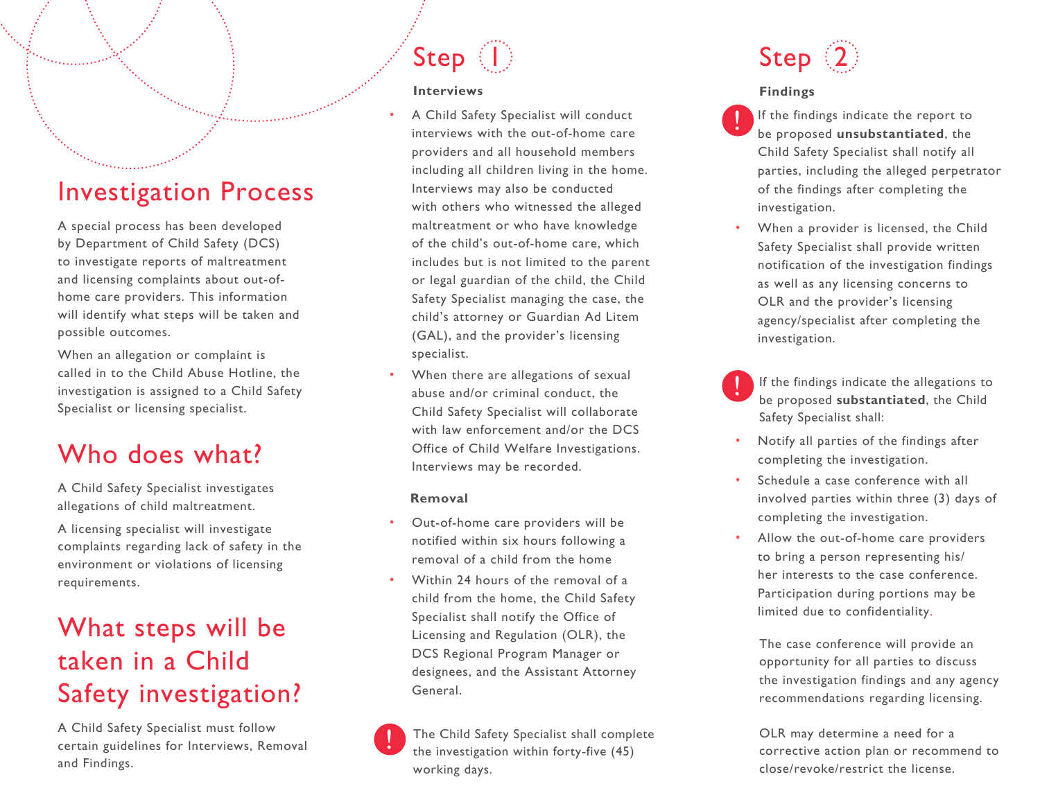# Investigation Process

A special process has been developed by Department of Child Safety (DCS) to investigate reports of maltreatment and licensing complaints about out-of-home care providers. This information will identify what steps will be taken and possible outcomes.

When an allegation or complaint is called in to the Child Abuse Hotline, the investigation is assigned to a Child Safety Specialist or licensing specialist.

# Who does what?

A Child Safety Specialist investigates allegations of child maltreatment.

A licensing specialist will investigate complaints regarding lack of safety in the environment or violations of licensing requirements.

# What steps will be taken in a Child Safety investigation?

A Child Safety Specialist must follow certain guidelines for Interviews, Removal and Findings.

## Step 1

### Interviews

- A Child Safety Specialist will conduct interviews with the out-of-home care providers and all household members including all children living in the home. Interviews may also be conducted with others who witnessed the alleged maltreatment or who have knowledge of the child's out-of-home care, which includes but is not limited to the parent or legal guardian of the child, the Child Safety Specialist managing the case, the child's attorney or Guardian Ad Litem (GAL), and the provider's licensing specialist.
- When there are allegations of sexual abuse and/or criminal conduct, the Child Safety Specialist will collaborate with law enforcement and/or the DCS Office of Child Welfare Investigations. Interviews may be recorded.

### Removal

- Out-of-home care providers will be notified within six hours following a removal of a child from the home
- Within 24 hours of the removal of a child from the home, the Child Safety Specialist shall notify the Office of Licensing and Regulation (OLR), the DCS Regional Program Manager or designees, and the Assistant Attorney General.

! The Child Safety Specialist shall complete the investigation within forty-five (45) working days.

## Step 2

### Findings

! If the findings indicate the report to be proposed **unsubstantiated**, the Child Safety Specialist shall notify all parties, including the alleged perpetrator of the findings after completing the investigation.

- When a provider is licensed, the Child Safety Specialist shall provide written notification of the investigation findings as well as any licensing concerns to OLR and the provider's licensing agency/specialist after completing the investigation.

! If the findings indicate the allegations to be proposed **substantiated**, the Child Safety Specialist shall:

- Notify all parties of the findings after completing the investigation.
- Schedule a case conference with all involved parties within three (3) days of completing the investigation.
- Allow the out-of-home care providers to bring a person representing his/her interests to the case conference. Participation during portions may be limited due to confidentiality.

The case conference will provide an opportunity for all parties to discuss the investigation findings and any agency recommendations regarding licensing.

OLR may determine a need for a corrective action plan or recommend to close/revoke/restrict the license.